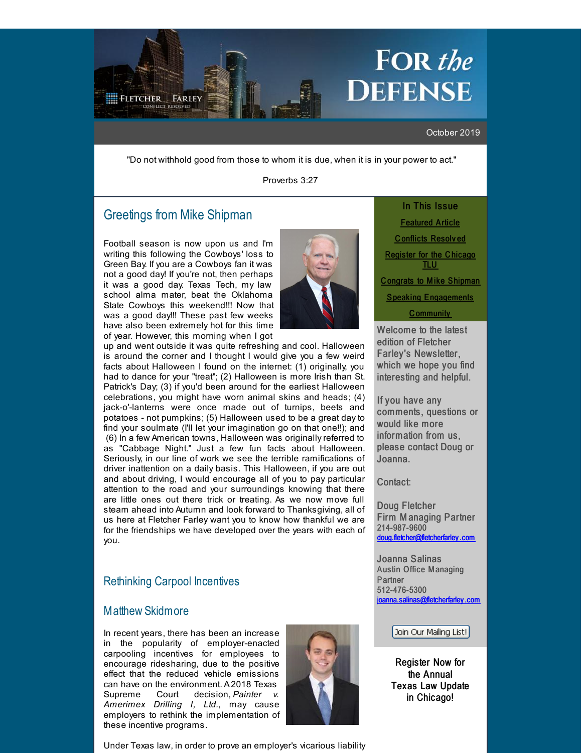# FOR *the* DEFENSE

FLETCHER | FARLEY
CONFLICT RESOLVED

October 2019

"Do not withhold good from those to whom it is due, when it is in your power to act."

Proverbs 3:27

## Greetings from Mike Shipman

Football season is now upon us and I'm writing this following the Cowboys' loss to Green Bay. If you are a Cowboys fan it was not a good day! If you're not, then perhaps it was a good day. Texas Tech, my law school alma mater, beat the Oklahoma State Cowboys this weekend!!! Now that was a good day!!! These past few weeks have also been extremely hot for this time of year. However, this morning when I got up and went outside it was quite refreshing and cool. Halloween is around the corner and I thought I would give you a few weird facts about Halloween I found on the internet: (1) originally, you had to dance for your "treat"; (2) Halloween is more Irish than St. Patrick's Day; (3) if you'd been around for the earliest Halloween celebrations, you might have worn animal skins and heads; (4) jack-o'-lanterns were once made out of turnips, beets and potatoes - not pumpkins; (5) Halloween used to be a great day to find your soulmate (I'll let your imagination go on that one!!); and (6) In a few American towns, Halloween was originally referred to as "Cabbage Night." Just a few fun facts about Halloween. Seriously, in our line of work we see the terrible ramifications of driver inattention on a daily basis. This Halloween, if you are out and about driving, I would encourage all of you to pay particular attention to the road and your surroundings knowing that there are little ones out there trick or treating. As we now move full steam ahead into Autumn and look forward to Thanksgiving, all of us here at Fletcher Farley want you to know how thankful we are for the friendships we have developed over the years with each of you.

## Rethinking Carpool Incentives

### Matthew Skidmore

In recent years, there has been an increase in the popularity of employer-enacted carpooling incentives for employees to encourage ridesharing, due to the positive effect that the reduced vehicle emissions can have on the environment. A 2018 Texas Supreme Court decision, *Painter v. Amerimex Drilling I, Ltd.*, may cause employers to rethink the implementation of these incentive programs.

Under Texas law, in order to prove an employer's vicarious liability

**In This Issue**

- Featured Article
- Conflicts Resolved
- Register for the Chicago TLU
- Congrats to Mike Shipman
- Speaking Engagements
- Community

Welcome to the latest edition of Fletcher Farley's Newsletter, which we hope you find interesting and helpful.

If you have any comments, questions or would like more information from us, please contact Doug or Joanna.

Contact:

Doug Fletcher
Firm Managing Partner
214-987-9600
doug.fletcher@fletcherfarley.com

Joanna Salinas
Austin Office Managing Partner
512-476-5300
joanna.salinas@fletcherfarley.com

Join Our Mailing List!

Register Now for the Annual Texas Law Update in Chicago!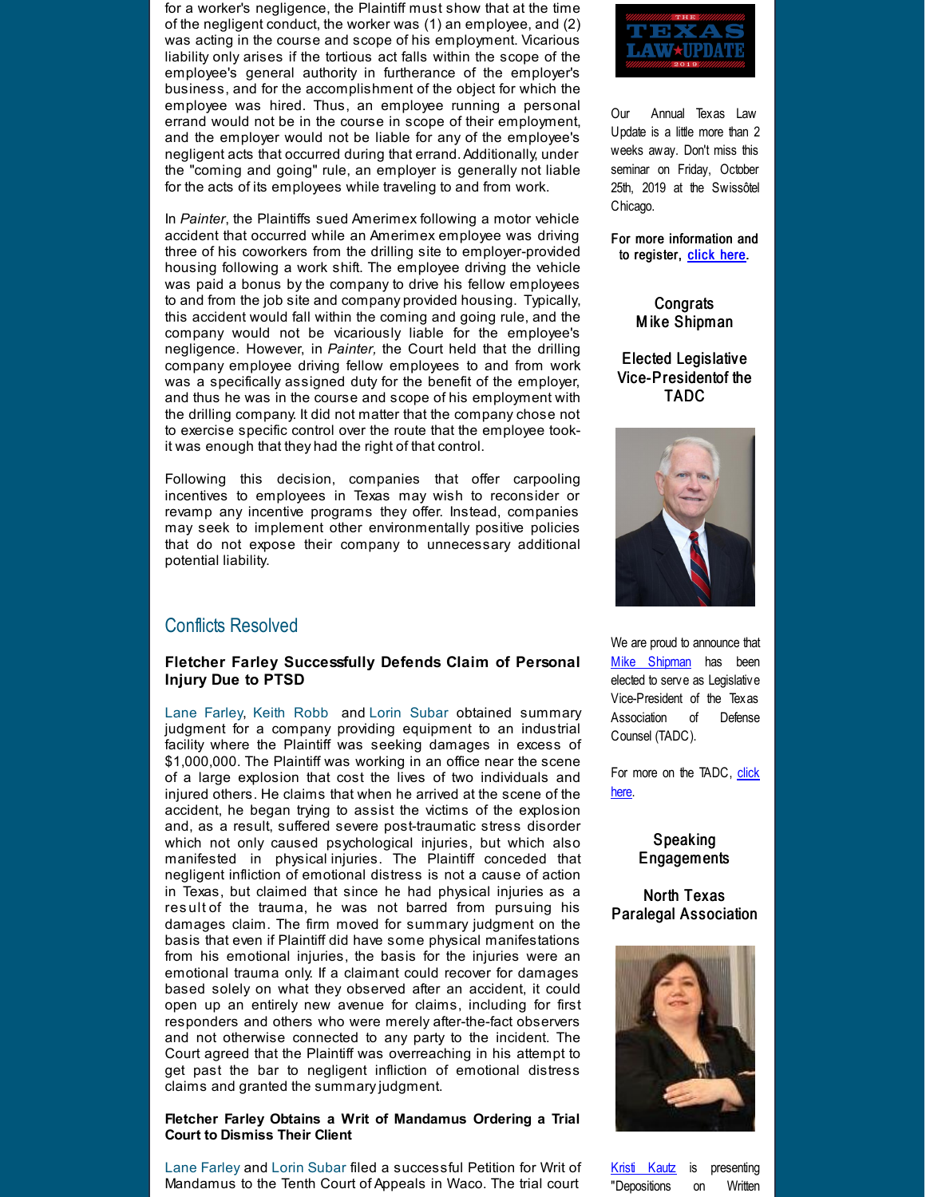for a worker's negligence, the Plaintiff must show that at the time of the negligent conduct, the worker was (1) an employee, and (2) was acting in the course and scope of his employment. Vicarious liability only arises if the tortious act falls within the scope of the employee's general authority in furtherance of the employer's business, and for the accomplishment of the object for which the employee was hired. Thus, an employee running a personal errand would not be in the course in scope of their employment, and the employer would not be liable for any of the employee's negligent acts that occurred during that errand. Additionally, under the "coming and going" rule, an employer is generally not liable for the acts of its employees while traveling to and from work.

In *Painter*, the Plaintiffs sued Amerimex following a motor vehicle accident that occurred while an Amerimex employee was driving three of his coworkers from the drilling site to employer-provided housing following a work shift. The employee driving the vehicle was paid a bonus by the company to drive his fellow employees to and from the job site and company provided housing. Typically, this accident would fall within the coming and going rule, and the company would not be vicariously liable for the employee's negligence. However, in *Painter,* the Court held that the drilling company employee driving fellow employees to and from work was a specifically assigned duty for the benefit of the employer, and thus he was in the course and scope of his employment with the drilling company. It did not matter that the company chose not to exercise specific control over the route that the employee took- it was enough that they had the right of that control.

Following this decision, companies that offer carpooling incentives to employees in Texas may wish to reconsider or revamp any incentive programs they offer. Instead, companies may seek to implement other environmentally positive policies that do not expose their company to unnecessary additional potential liability.

## Conflicts Resolved

**Fletcher Farley Successfully Defends Claim of Personal Injury Due to PTSD**

Lane Farley, Keith Robb and Lorin Subar obtained summary judgment for a company providing equipment to an industrial facility where the Plaintiff was seeking damages in excess of $1,000,000. The Plaintiff was working in an office near the scene of a large explosion that cost the lives of two individuals and injured others. He claims that when he arrived at the scene of the accident, he began trying to assist the victims of the explosion and, as a result, suffered severe post-traumatic stress disorder which not only caused psychological injuries, but which also manifested in physical injuries. The Plaintiff conceded that negligent infliction of emotional distress is not a cause of action in Texas, but claimed that since he had physical injuries as a result of the trauma, he was not barred from pursuing his damages claim. The firm moved for summary judgment on the basis that even if Plaintiff did have some physical manifestations from his emotional injuries, the basis for the injuries were an emotional trauma only. If a claimant could recover for damages based solely on what they observed after an accident, it could open up an entirely new avenue for claims, including for first responders and others who were merely after-the-fact observers and not otherwise connected to any party to the incident. The Court agreed that the Plaintiff was overreaching in his attempt to get past the bar to negligent infliction of emotional distress claims and granted the summary judgment.

**Fletcher Farley Obtains a Writ of Mandamus Ordering a Trial Court to Dismiss Their Client**

Lane Farley and Lorin Subar filed a successful Petition for Writ of Mandamus to the Tenth Court of Appeals in Waco. The trial court

THE TEXAS LAW UPDATE 2019

Our Annual Texas Law Update is a little more than 2 weeks away. Don't miss this seminar on Friday, October 25th, 2019 at the Swissôtel Chicago.

For more information and to register, click here.

### Congrats Mike Shipman

### Elected Legislative Vice-Presidentof the TADC

We are proud to announce that Mike Shipman has been elected to serve as Legislative Vice-President of the Texas Association of Defense Counsel (TADC).

For more on the TADC, click here.

### Speaking Engagements

### North Texas Paralegal Association

Kristi Kautz is presenting "Depositions on Written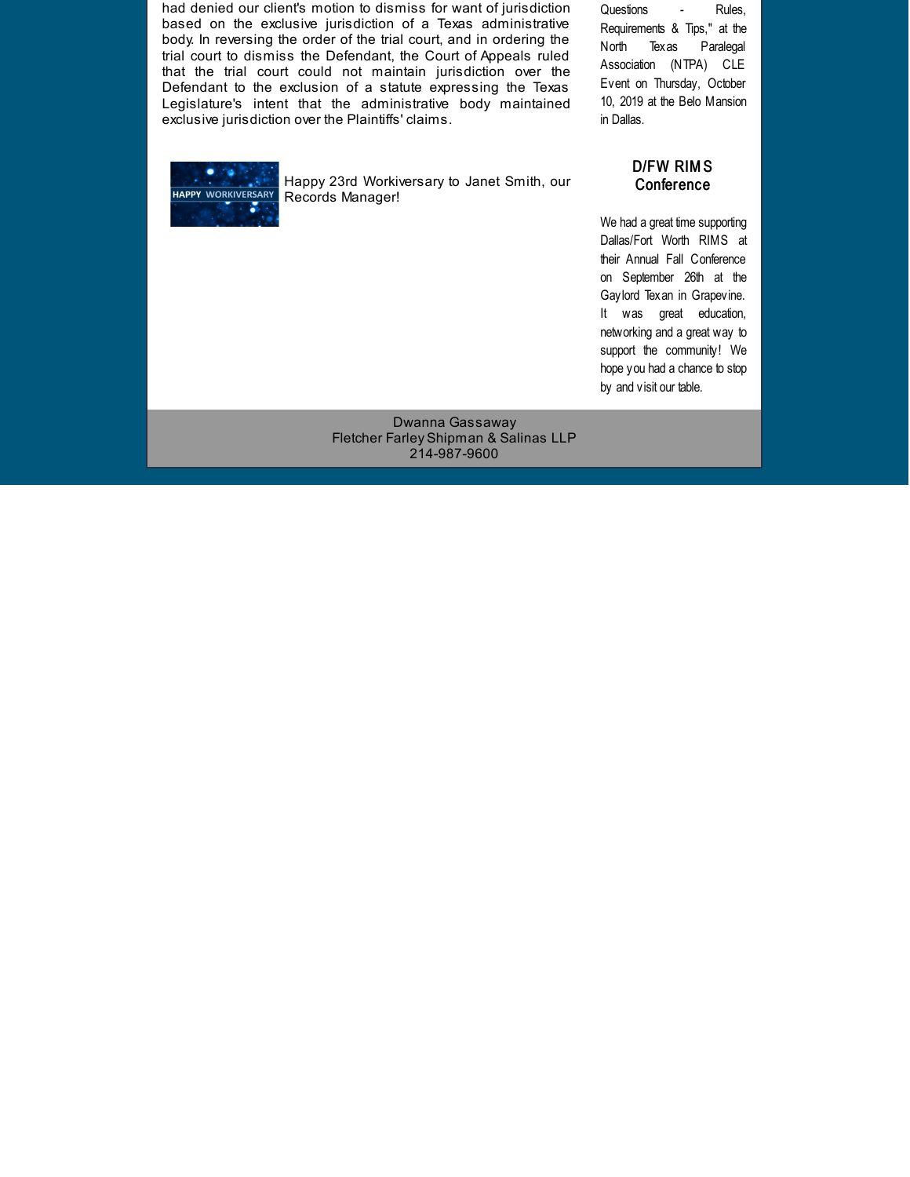had denied our client's motion to dismiss for want of jurisdiction based on the exclusive jurisdiction of a Texas administrative body. In reversing the order of the trial court, and in ordering the trial court to dismiss the Defendant, the Court of Appeals ruled that the trial court could not maintain jurisdiction over the Defendant to the exclusion of a statute expressing the Texas Legislature's intent that the administrative body maintained exclusive jurisdiction over the Plaintiffs' claims.

Happy 23rd Workiversary to Janet Smith, our Records Manager!

Questions - Rules, Requirements & Tips," at the North Texas Paralegal Association (NTPA) CLE Event on Thursday, October 10, 2019 at the Belo Mansion in Dallas.

## D/FW RIMS Conference

We had a great time supporting Dallas/Fort Worth RIMS at their Annual Fall Conference on September 26th at the Gaylord Texan in Grapevine. It was great education, networking and a great way to support the community! We hope you had a chance to stop by and visit our table.

Dwanna Gassaway
Fletcher Farley Shipman & Salinas LLP
214-987-9600